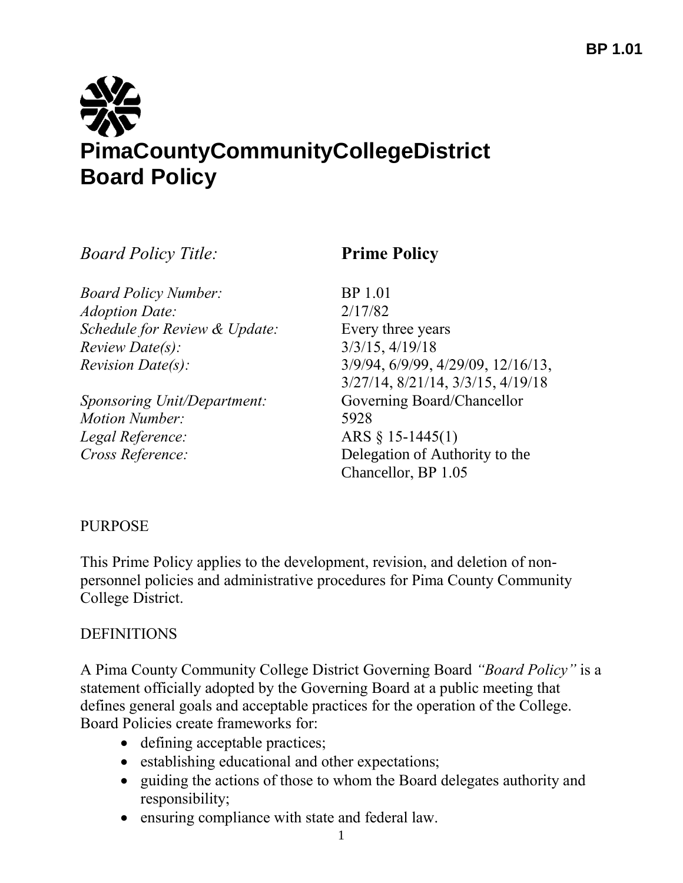# PimaCountyCommunityCollegeDistrict Board Policy

| *Board Policy Title:* | **Prime Policy** |
|---|---|
| *Board Policy Number:* | BP 1.01 |
| *Adoption Date:* | 2/17/82 |
| *Schedule for Review & Update:* | Every three years |
| *Review Date(s):* | 3/3/15, 4/19/18 |
| *Revision Date(s):* | 3/9/94, 6/9/99, 4/29/09, 12/16/13, 3/27/14, 8/21/14, 3/3/15, 4/19/18 |
| *Sponsoring Unit/Department:* | Governing Board/Chancellor |
| *Motion Number:* | 5928 |
| *Legal Reference:* | ARS § 15-1445(1) |
| *Cross Reference:* | Delegation of Authority to the Chancellor, BP 1.05 |

PURPOSE

This Prime Policy applies to the development, revision, and deletion of non-personnel policies and administrative procedures for Pima County Community College District.

DEFINITIONS

A Pima County Community College District Governing Board *"Board Policy"* is a statement officially adopted by the Governing Board at a public meeting that defines general goals and acceptable practices for the operation of the College. Board Policies create frameworks for:

- defining acceptable practices;
- establishing educational and other expectations;
- guiding the actions of those to whom the Board delegates authority and responsibility;
- ensuring compliance with state and federal law.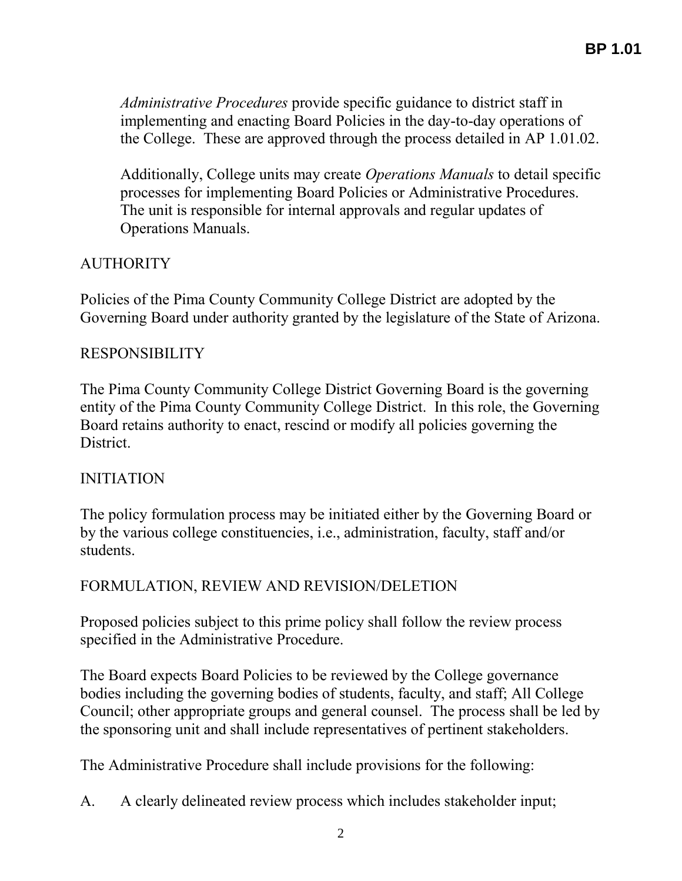*Administrative Procedures* provide specific guidance to district staff in implementing and enacting Board Policies in the day-to-day operations of the College. These are approved through the process detailed in AP 1.01.02.

Additionally, College units may create *Operations Manuals* to detail specific processes for implementing Board Policies or Administrative Procedures. The unit is responsible for internal approvals and regular updates of Operations Manuals.

## AUTHORITY

Policies of the Pima County Community College District are adopted by the Governing Board under authority granted by the legislature of the State of Arizona.

## RESPONSIBILITY

The Pima County Community College District Governing Board is the governing entity of the Pima County Community College District. In this role, the Governing Board retains authority to enact, rescind or modify all policies governing the District.

## INITIATION

The policy formulation process may be initiated either by the Governing Board or by the various college constituencies, i.e., administration, faculty, staff and/or students.

## FORMULATION, REVIEW AND REVISION/DELETION

Proposed policies subject to this prime policy shall follow the review process specified in the Administrative Procedure.

The Board expects Board Policies to be reviewed by the College governance bodies including the governing bodies of students, faculty, and staff; All College Council; other appropriate groups and general counsel. The process shall be led by the sponsoring unit and shall include representatives of pertinent stakeholders.

The Administrative Procedure shall include provisions for the following:

A. A clearly delineated review process which includes stakeholder input;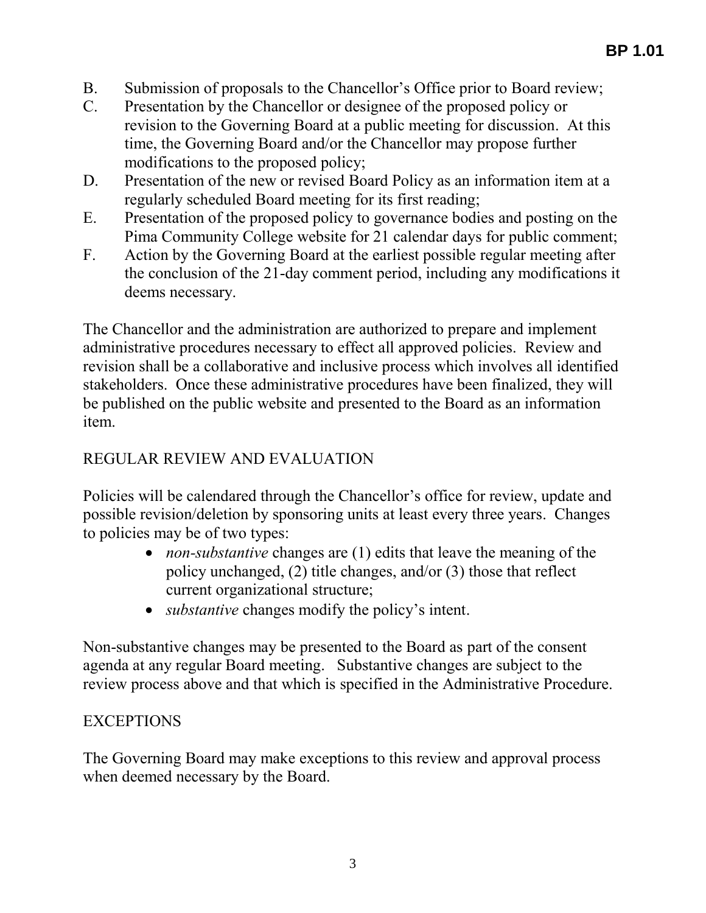B. Submission of proposals to the Chancellor's Office prior to Board review;
C. Presentation by the Chancellor or designee of the proposed policy or revision to the Governing Board at a public meeting for discussion. At this time, the Governing Board and/or the Chancellor may propose further modifications to the proposed policy;
D. Presentation of the new or revised Board Policy as an information item at a regularly scheduled Board meeting for its first reading;
E. Presentation of the proposed policy to governance bodies and posting on the Pima Community College website for 21 calendar days for public comment;
F. Action by the Governing Board at the earliest possible regular meeting after the conclusion of the 21-day comment period, including any modifications it deems necessary.

The Chancellor and the administration are authorized to prepare and implement administrative procedures necessary to effect all approved policies. Review and revision shall be a collaborative and inclusive process which involves all identified stakeholders. Once these administrative procedures have been finalized, they will be published on the public website and presented to the Board as an information item.

## REGULAR REVIEW AND EVALUATION

Policies will be calendared through the Chancellor's office for review, update and possible revision/deletion by sponsoring units at least every three years. Changes to policies may be of two types:

- *non-substantive* changes are (1) edits that leave the meaning of the policy unchanged, (2) title changes, and/or (3) those that reflect current organizational structure;
- *substantive* changes modify the policy's intent.

Non-substantive changes may be presented to the Board as part of the consent agenda at any regular Board meeting. Substantive changes are subject to the review process above and that which is specified in the Administrative Procedure.

## EXCEPTIONS

The Governing Board may make exceptions to this review and approval process when deemed necessary by the Board.